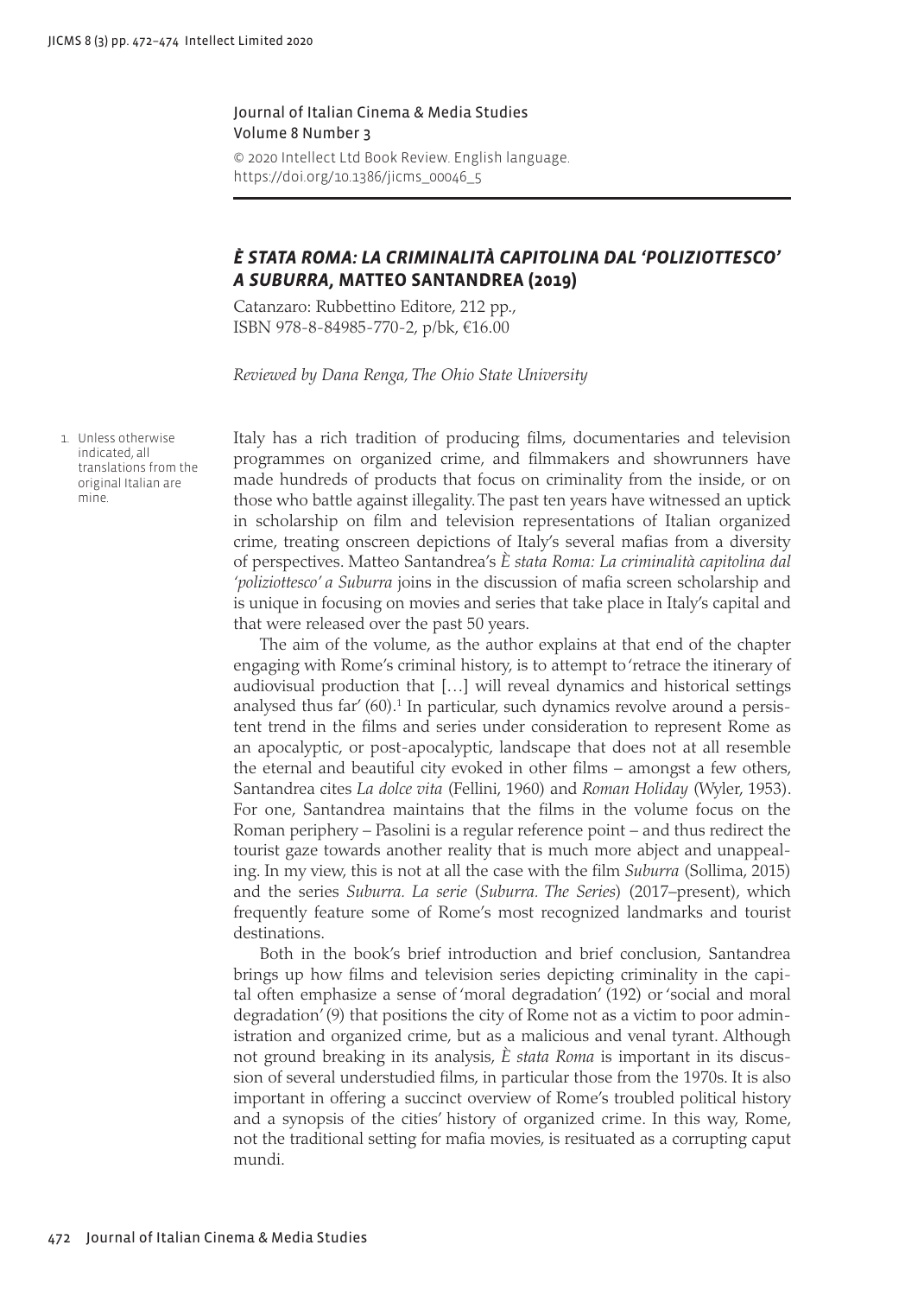Journal of Italian Cinema & Media Studies
Volume 8 Number 3

© 2020 Intellect Ltd Book Review. English language. https://doi.org/10.1386/jicms_00046_5

## *È STATA ROMA: LA CRIMINALITÀ CAPITOLINA DAL 'POLIZIOTTESCO' A SUBURRA*, MATTEO SANTANDREA (2019)

Catanzaro: Rubbettino Editore, 212 pp., ISBN 978-8-84985-770-2, p/bk, €16.00

*Reviewed by Dana Renga, The Ohio State University*

Italy has a rich tradition of producing films, documentaries and television programmes on organized crime, and filmmakers and showrunners have made hundreds of products that focus on criminality from the inside, or on those who battle against illegality. The past ten years have witnessed an uptick in scholarship on film and television representations of Italian organized crime, treating onscreen depictions of Italy's several mafias from a diversity of perspectives. Matteo Santandrea's *È stata Roma: La criminalità capitolina dal 'poliziottesco' a Suburra* joins in the discussion of mafia screen scholarship and is unique in focusing on movies and series that take place in Italy's capital and that were released over the past 50 years.

The aim of the volume, as the author explains at that end of the chapter engaging with Rome's criminal history, is to attempt to 'retrace the itinerary of audiovisual production that […] will reveal dynamics and historical settings analysed thus far' (60).[1] In particular, such dynamics revolve around a persistent trend in the films and series under consideration to represent Rome as an apocalyptic, or post-apocalyptic, landscape that does not at all resemble the eternal and beautiful city evoked in other films – amongst a few others, Santandrea cites *La dolce vita* (Fellini, 1960) and *Roman Holiday* (Wyler, 1953). For one, Santandrea maintains that the films in the volume focus on the Roman periphery – Pasolini is a regular reference point – and thus redirect the tourist gaze towards another reality that is much more abject and unappealing. In my view, this is not at all the case with the film *Suburra* (Sollima, 2015) and the series *Suburra. La serie* (*Suburra. The Series*) (2017–present), which frequently feature some of Rome's most recognized landmarks and tourist destinations.

Both in the book's brief introduction and brief conclusion, Santandrea brings up how films and television series depicting criminality in the capital often emphasize a sense of 'moral degradation' (192) or 'social and moral degradation' (9) that positions the city of Rome not as a victim to poor administration and organized crime, but as a malicious and venal tyrant. Although not ground breaking in its analysis, *È stata Roma* is important in its discussion of several understudied films, in particular those from the 1970s. It is also important in offering a succinct overview of Rome's troubled political history and a synopsis of the cities' history of organized crime. In this way, Rome, not the traditional setting for mafia movies, is resituated as a corrupting caput mundi.

1. Unless otherwise indicated, all translations from the original Italian are mine.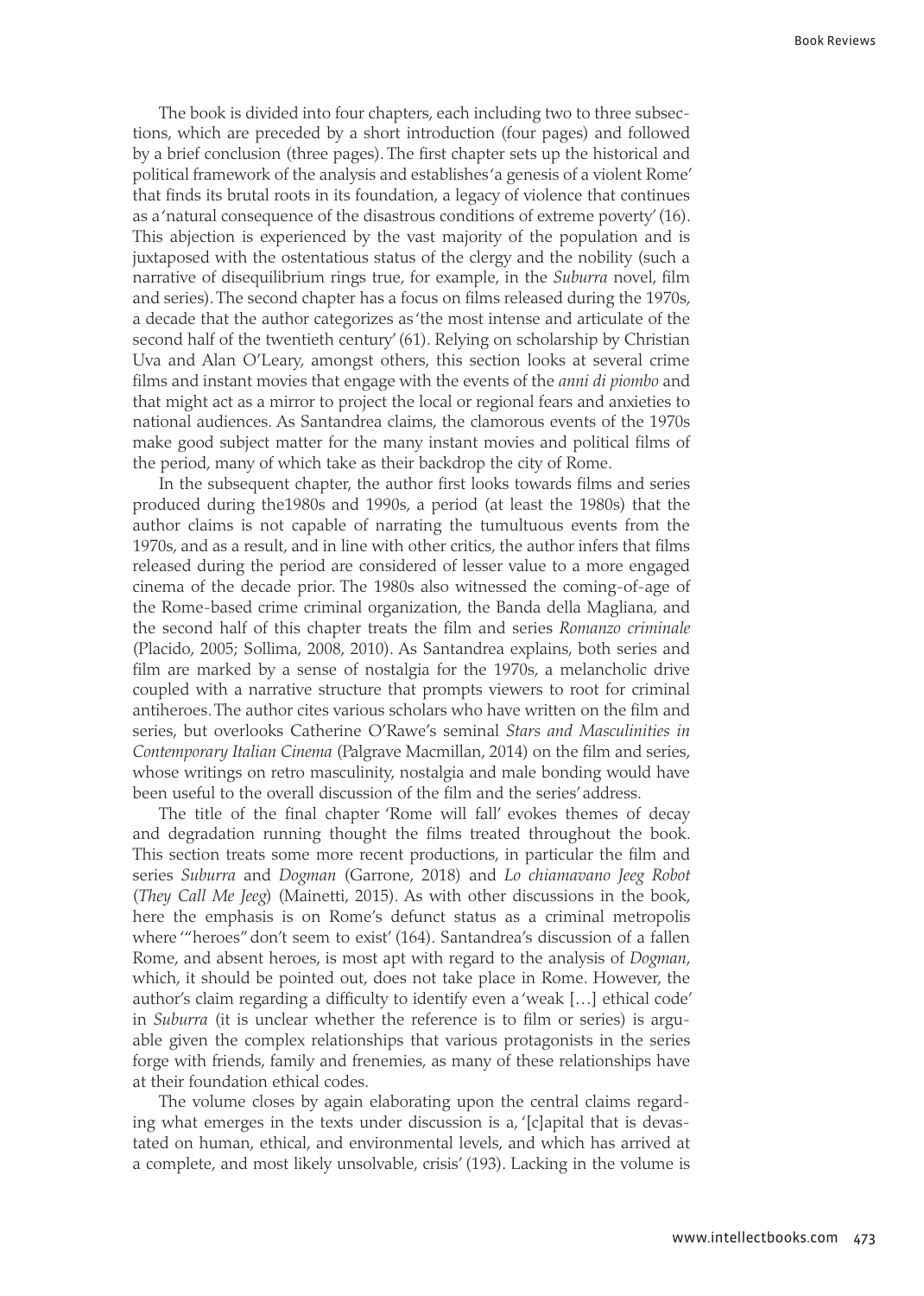The book is divided into four chapters, each including two to three subsections, which are preceded by a short introduction (four pages) and followed by a brief conclusion (three pages). The first chapter sets up the historical and political framework of the analysis and establishes 'a genesis of a violent Rome' that finds its brutal roots in its foundation, a legacy of violence that continues as a 'natural consequence of the disastrous conditions of extreme poverty' (16). This abjection is experienced by the vast majority of the population and is juxtaposed with the ostentatious status of the clergy and the nobility (such a narrative of disequilibrium rings true, for example, in the *Suburra* novel, film and series). The second chapter has a focus on films released during the 1970s, a decade that the author categorizes as 'the most intense and articulate of the second half of the twentieth century' (61). Relying on scholarship by Christian Uva and Alan O'Leary, amongst others, this section looks at several crime films and instant movies that engage with the events of the *anni di piombo* and that might act as a mirror to project the local or regional fears and anxieties to national audiences. As Santandrea claims, the clamorous events of the 1970s make good subject matter for the many instant movies and political films of the period, many of which take as their backdrop the city of Rome.

In the subsequent chapter, the author first looks towards films and series produced during the1980s and 1990s, a period (at least the 1980s) that the author claims is not capable of narrating the tumultuous events from the 1970s, and as a result, and in line with other critics, the author infers that films released during the period are considered of lesser value to a more engaged cinema of the decade prior. The 1980s also witnessed the coming-of-age of the Rome-based crime criminal organization, the Banda della Magliana, and the second half of this chapter treats the film and series *Romanzo criminale* (Placido, 2005; Sollima, 2008, 2010). As Santandrea explains, both series and film are marked by a sense of nostalgia for the 1970s, a melancholic drive coupled with a narrative structure that prompts viewers to root for criminal antiheroes. The author cites various scholars who have written on the film and series, but overlooks Catherine O'Rawe's seminal *Stars and Masculinities in Contemporary Italian Cinema* (Palgrave Macmillan, 2014) on the film and series, whose writings on retro masculinity, nostalgia and male bonding would have been useful to the overall discussion of the film and the series' address.

The title of the final chapter 'Rome will fall' evokes themes of decay and degradation running thought the films treated throughout the book. This section treats some more recent productions, in particular the film and series *Suburra* and *Dogman* (Garrone, 2018) and *Lo chiamavano Jeeg Robot* (*They Call Me Jeeg*) (Mainetti, 2015). As with other discussions in the book, here the emphasis is on Rome's defunct status as a criminal metropolis where '"heroes" don't seem to exist' (164). Santandrea's discussion of a fallen Rome, and absent heroes, is most apt with regard to the analysis of *Dogman*, which, it should be pointed out, does not take place in Rome. However, the author's claim regarding a difficulty to identify even a 'weak […] ethical code' in *Suburra* (it is unclear whether the reference is to film or series) is arguable given the complex relationships that various protagonists in the series forge with friends, family and frenemies, as many of these relationships have at their foundation ethical codes.

The volume closes by again elaborating upon the central claims regarding what emerges in the texts under discussion is a, '[c]apital that is devastated on human, ethical, and environmental levels, and which has arrived at a complete, and most likely unsolvable, crisis' (193). Lacking in the volume is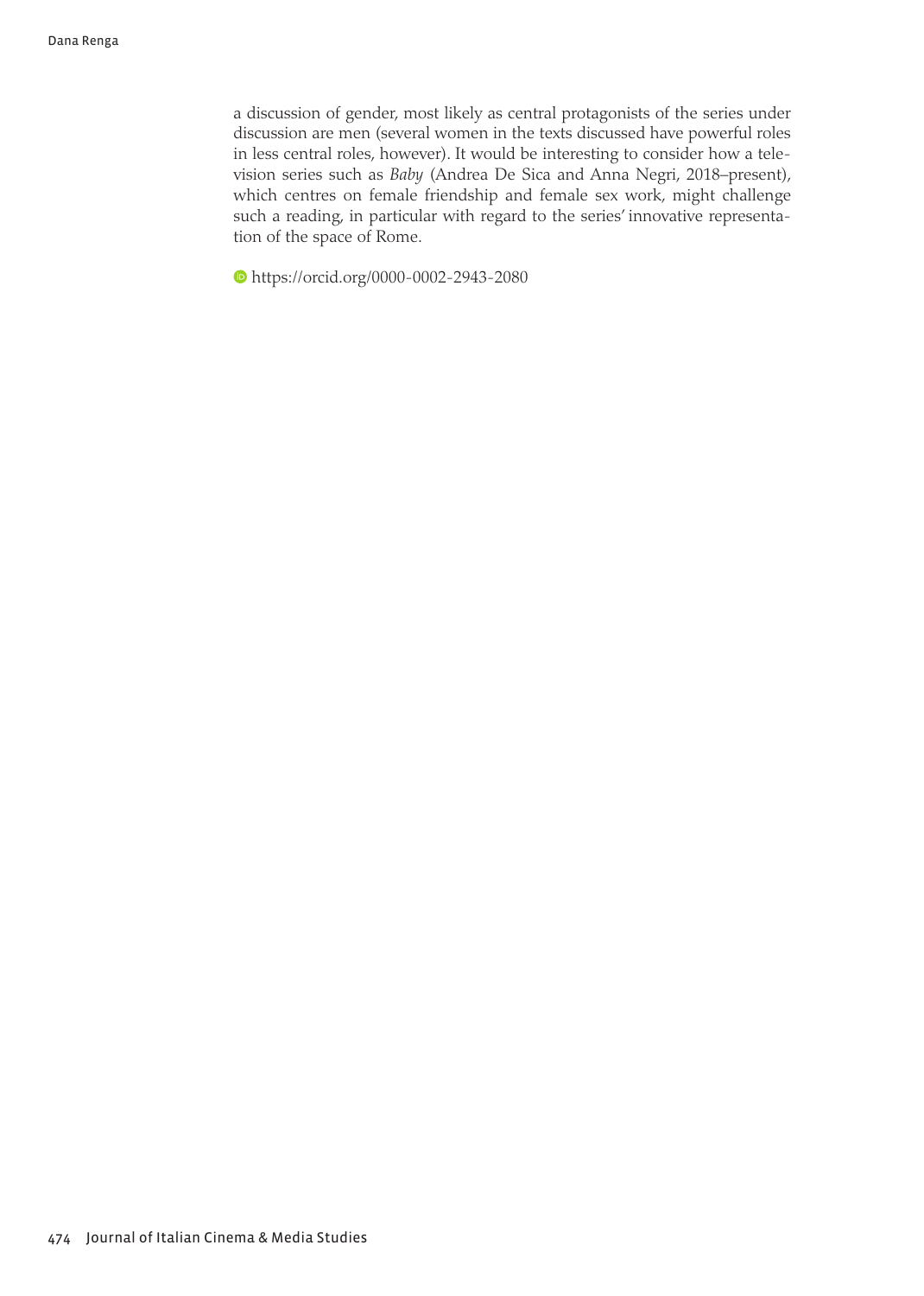a discussion of gender, most likely as central protagonists of the series under discussion are men (several women in the texts discussed have powerful roles in less central roles, however). It would be interesting to consider how a television series such as *Baby* (Andrea De Sica and Anna Negri, 2018–present), which centres on female friendship and female sex work, might challenge such a reading, in particular with regard to the series' innovative representation of the space of Rome.

https://orcid.org/0000-0002-2943-2080